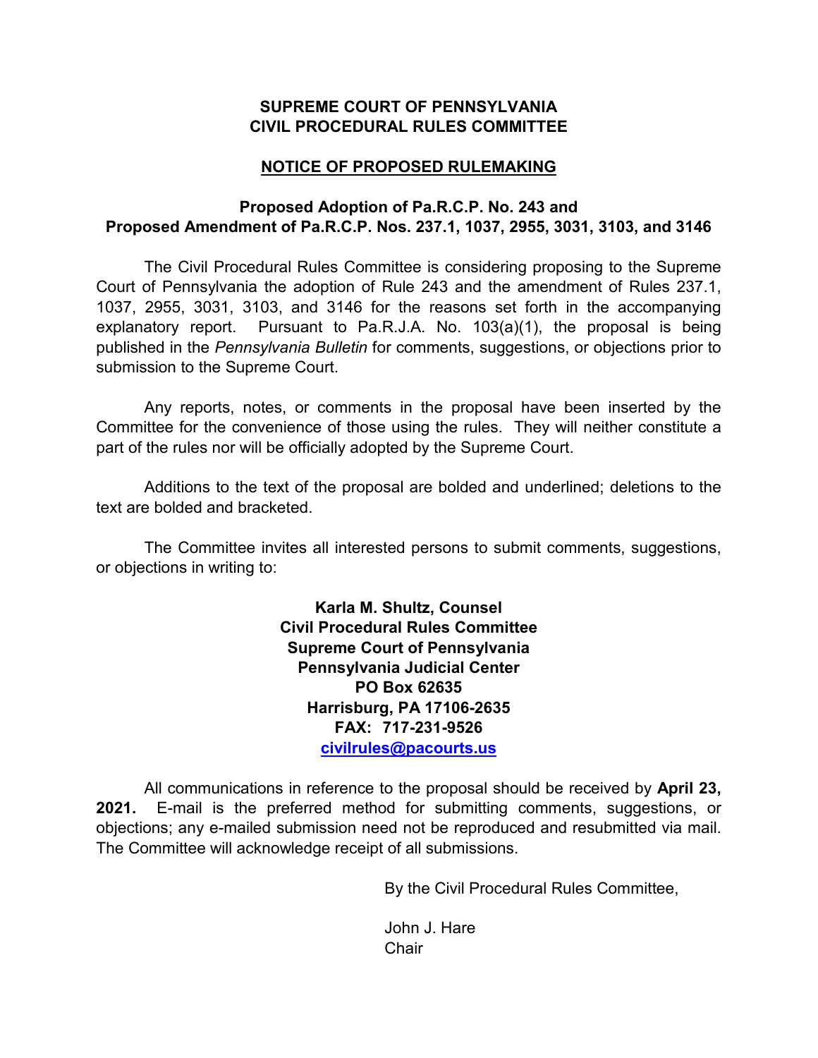**SUPREME COURT OF PENNSYLVANIA**
**CIVIL PROCEDURAL RULES COMMITTEE**

**NOTICE OF PROPOSED RULEMAKING**

**Proposed Adoption of Pa.R.C.P. No. 243 and**
**Proposed Amendment of Pa.R.C.P. Nos. 237.1, 1037, 2955, 3031, 3103, and 3146**

The Civil Procedural Rules Committee is considering proposing to the Supreme Court of Pennsylvania the adoption of Rule 243 and the amendment of Rules 237.1, 1037, 2955, 3031, 3103, and 3146 for the reasons set forth in the accompanying explanatory report. Pursuant to Pa.R.J.A. No. 103(a)(1), the proposal is being published in the *Pennsylvania Bulletin* for comments, suggestions, or objections prior to submission to the Supreme Court.

Any reports, notes, or comments in the proposal have been inserted by the Committee for the convenience of those using the rules. They will neither constitute a part of the rules nor will be officially adopted by the Supreme Court.

Additions to the text of the proposal are bolded and underlined; deletions to the text are bolded and bracketed.

The Committee invites all interested persons to submit comments, suggestions, or objections in writing to:

**Karla M. Shultz, Counsel**
**Civil Procedural Rules Committee**
**Supreme Court of Pennsylvania**
**Pennsylvania Judicial Center**
**PO Box 62635**
**Harrisburg, PA 17106-2635**
**FAX: 717-231-9526**
**civilrules@pacourts.us**

All communications in reference to the proposal should be received by **April 23, 2021.** E-mail is the preferred method for submitting comments, suggestions, or objections; any e-mailed submission need not be reproduced and resubmitted via mail. The Committee will acknowledge receipt of all submissions.

By the Civil Procedural Rules Committee,

John J. Hare
Chair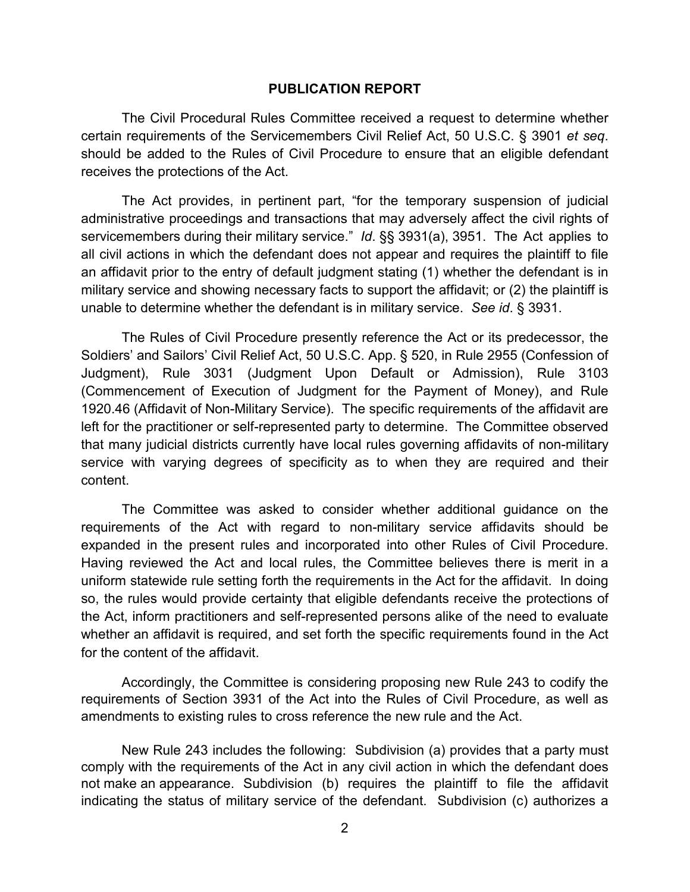## PUBLICATION REPORT

The Civil Procedural Rules Committee received a request to determine whether certain requirements of the Servicemembers Civil Relief Act, 50 U.S.C. § 3901 *et seq*. should be added to the Rules of Civil Procedure to ensure that an eligible defendant receives the protections of the Act.

The Act provides, in pertinent part, "for the temporary suspension of judicial administrative proceedings and transactions that may adversely affect the civil rights of servicemembers during their military service." *Id*. §§ 3931(a), 3951. The Act applies to all civil actions in which the defendant does not appear and requires the plaintiff to file an affidavit prior to the entry of default judgment stating (1) whether the defendant is in military service and showing necessary facts to support the affidavit; or (2) the plaintiff is unable to determine whether the defendant is in military service. *See id*. § 3931.

The Rules of Civil Procedure presently reference the Act or its predecessor, the Soldiers' and Sailors' Civil Relief Act, 50 U.S.C. App. § 520, in Rule 2955 (Confession of Judgment), Rule 3031 (Judgment Upon Default or Admission), Rule 3103 (Commencement of Execution of Judgment for the Payment of Money), and Rule 1920.46 (Affidavit of Non-Military Service). The specific requirements of the affidavit are left for the practitioner or self-represented party to determine. The Committee observed that many judicial districts currently have local rules governing affidavits of non-military service with varying degrees of specificity as to when they are required and their content.

The Committee was asked to consider whether additional guidance on the requirements of the Act with regard to non-military service affidavits should be expanded in the present rules and incorporated into other Rules of Civil Procedure. Having reviewed the Act and local rules, the Committee believes there is merit in a uniform statewide rule setting forth the requirements in the Act for the affidavit. In doing so, the rules would provide certainty that eligible defendants receive the protections of the Act, inform practitioners and self-represented persons alike of the need to evaluate whether an affidavit is required, and set forth the specific requirements found in the Act for the content of the affidavit.

Accordingly, the Committee is considering proposing new Rule 243 to codify the requirements of Section 3931 of the Act into the Rules of Civil Procedure, as well as amendments to existing rules to cross reference the new rule and the Act.

New Rule 243 includes the following: Subdivision (a) provides that a party must comply with the requirements of the Act in any civil action in which the defendant does not make an appearance. Subdivision (b) requires the plaintiff to file the affidavit indicating the status of military service of the defendant. Subdivision (c) authorizes a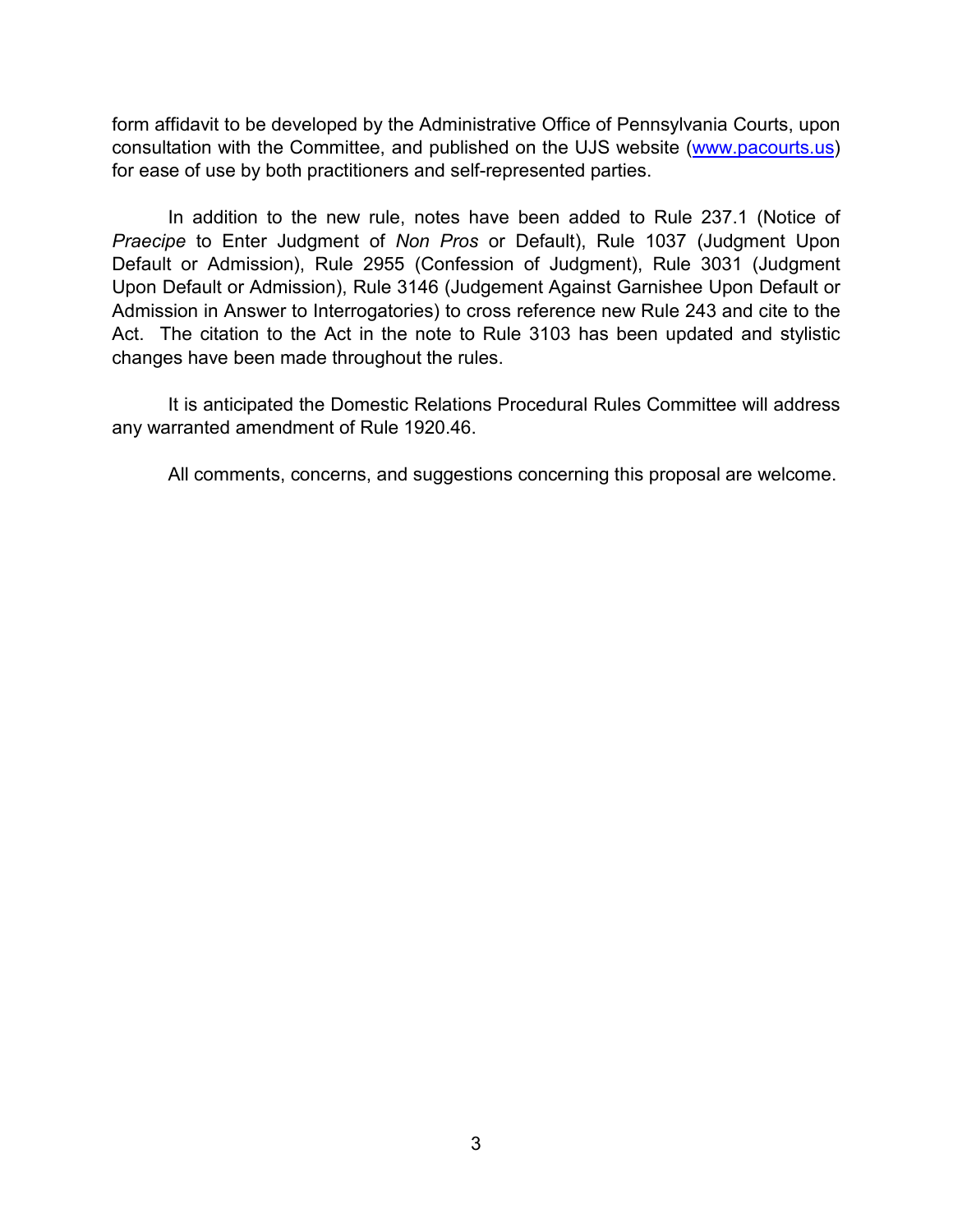form affidavit to be developed by the Administrative Office of Pennsylvania Courts, upon consultation with the Committee, and published on the UJS website (www.pacourts.us) for ease of use by both practitioners and self-represented parties.

In addition to the new rule, notes have been added to Rule 237.1 (Notice of *Praecipe* to Enter Judgment of *Non Pros* or Default), Rule 1037 (Judgment Upon Default or Admission), Rule 2955 (Confession of Judgment), Rule 3031 (Judgment Upon Default or Admission), Rule 3146 (Judgement Against Garnishee Upon Default or Admission in Answer to Interrogatories) to cross reference new Rule 243 and cite to the Act. The citation to the Act in the note to Rule 3103 has been updated and stylistic changes have been made throughout the rules.

It is anticipated the Domestic Relations Procedural Rules Committee will address any warranted amendment of Rule 1920.46.

All comments, concerns, and suggestions concerning this proposal are welcome.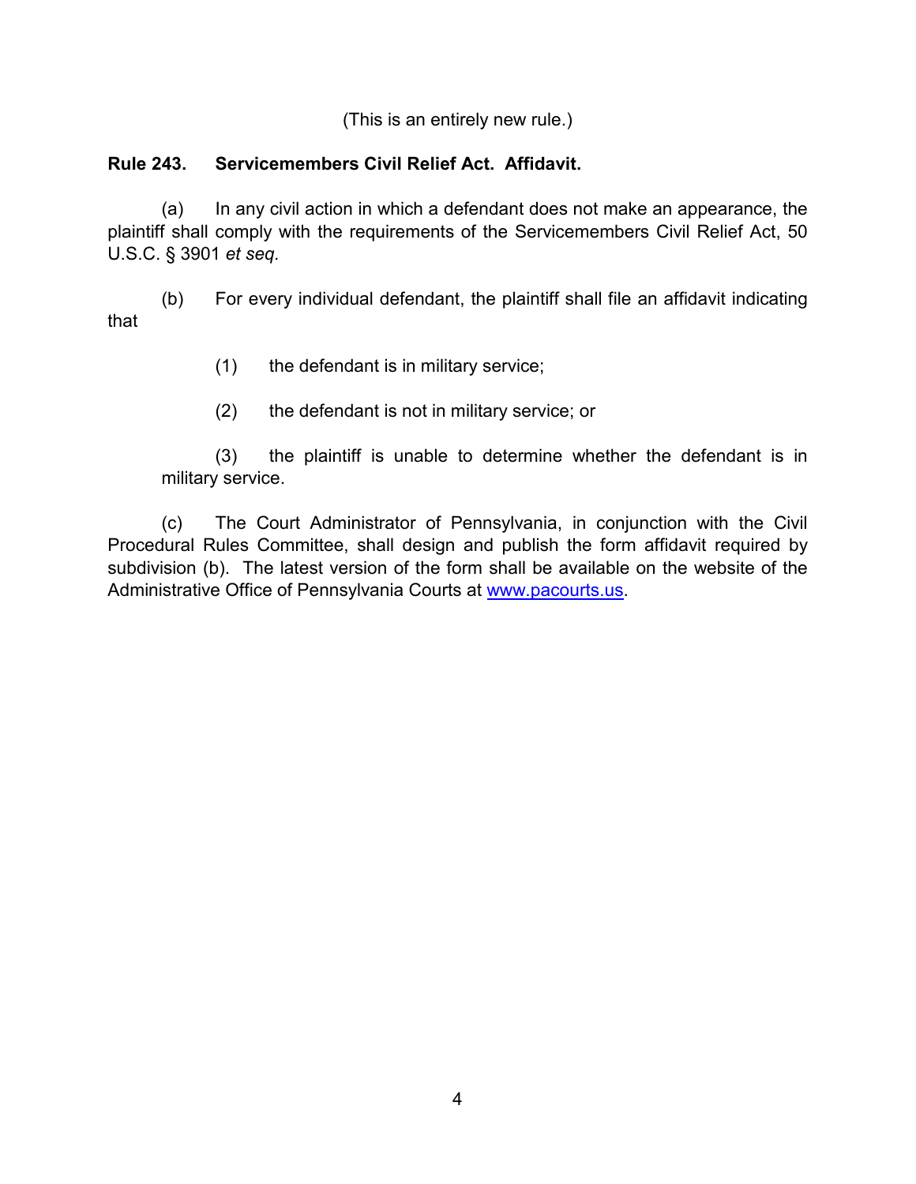(This is an entirely new rule.)

**Rule 243. Servicemembers Civil Relief Act. Affidavit.**

(a) In any civil action in which a defendant does not make an appearance, the plaintiff shall comply with the requirements of the Servicemembers Civil Relief Act, 50 U.S.C. § 3901 *et seq.*

(b) For every individual defendant, the plaintiff shall file an affidavit indicating that

(1) the defendant is in military service;

(2) the defendant is not in military service; or

(3) the plaintiff is unable to determine whether the defendant is in military service.

(c) The Court Administrator of Pennsylvania, in conjunction with the Civil Procedural Rules Committee, shall design and publish the form affidavit required by subdivision (b). The latest version of the form shall be available on the website of the Administrative Office of Pennsylvania Courts at www.pacourts.us.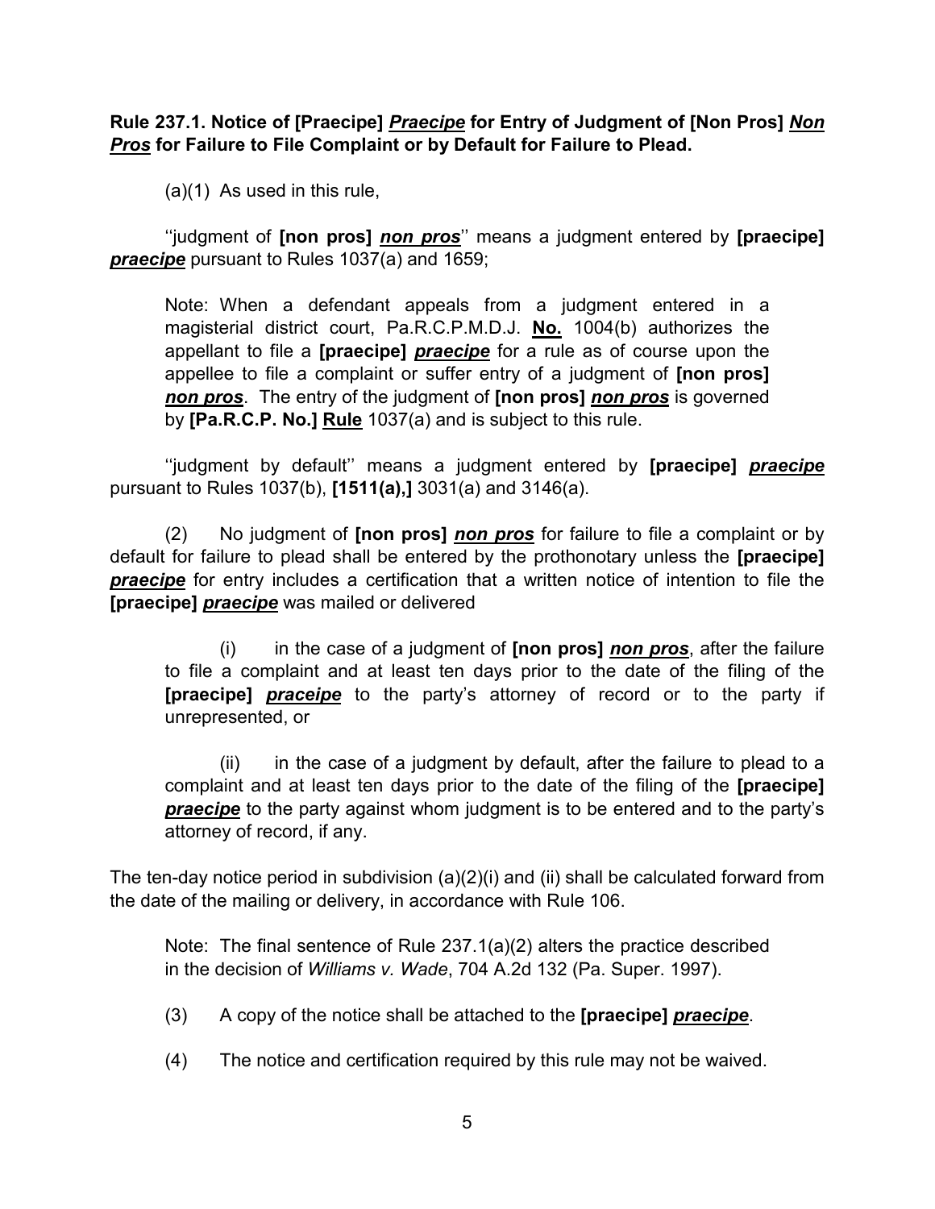**Rule 237.1. Notice of [Praecipe] *__Praecipe__* for Entry of Judgment of [Non Pros] *__Non Pros__* for Failure to File Complaint or by Default for Failure to Plead.**

(a)(1) As used in this rule,

''judgment of **[non pros]** ***__non pros__***'' means a judgment entered by **[praecipe]** ***__praecipe__*** pursuant to Rules 1037(a) and 1659;

> Note: When a defendant appeals from a judgment entered in a magisterial district court, Pa.R.C.P.M.D.J. **__No.__** 1004(b) authorizes the appellant to file a **[praecipe]** ***__praecipe__*** for a rule as of course upon the appellee to file a complaint or suffer entry of a judgment of **[non pros]** ***__non pros__***. The entry of the judgment of **[non pros]** ***__non pros__*** is governed by **[Pa.R.C.P. No.]** **__Rule__** 1037(a) and is subject to this rule.

''judgment by default'' means a judgment entered by **[praecipe]** ***__praecipe__*** pursuant to Rules 1037(b), **[1511(a),]** 3031(a) and 3146(a).

(2) No judgment of **[non pros]** ***__non pros__*** for failure to file a complaint or by default for failure to plead shall be entered by the prothonotary unless the **[praecipe]** ***__praecipe__*** for entry includes a certification that a written notice of intention to file the **[praecipe]** ***__praecipe__*** was mailed or delivered

> (i) in the case of a judgment of **[non pros]** ***__non pros__***, after the failure to file a complaint and at least ten days prior to the date of the filing of the **[praecipe]** ***__praceipe__*** to the party's attorney of record or to the party if unrepresented, or
>
> (ii) in the case of a judgment by default, after the failure to plead to a complaint and at least ten days prior to the date of the filing of the **[praecipe]** ***__praecipe__*** to the party against whom judgment is to be entered and to the party's attorney of record, if any.

The ten-day notice period in subdivision (a)(2)(i) and (ii) shall be calculated forward from the date of the mailing or delivery, in accordance with Rule 106.

> Note: The final sentence of Rule 237.1(a)(2) alters the practice described in the decision of *Williams v. Wade*, 704 A.2d 132 (Pa. Super. 1997).

(3) A copy of the notice shall be attached to the **[praecipe]** ***__praecipe__***.

(4) The notice and certification required by this rule may not be waived.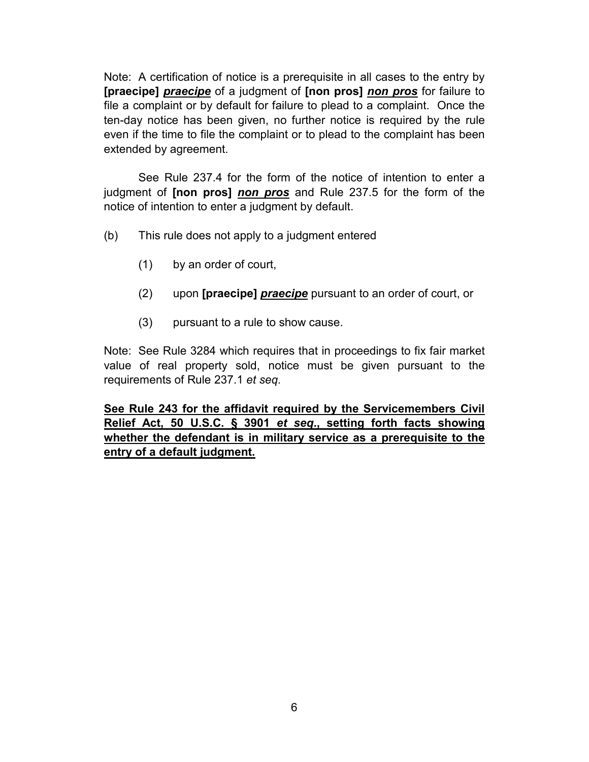Note: A certification of notice is a prerequisite in all cases to the entry by **[praecipe]** ***praecipe*** of a judgment of **[non pros]** ***non pros*** for failure to file a complaint or by default for failure to plead to a complaint. Once the ten-day notice has been given, no further notice is required by the rule even if the time to file the complaint or to plead to the complaint has been extended by agreement.

See Rule 237.4 for the form of the notice of intention to enter a judgment of **[non pros]** ***non pros*** and Rule 237.5 for the form of the notice of intention to enter a judgment by default.

(b) This rule does not apply to a judgment entered

(1) by an order of court,

(2) upon **[praecipe]** ***praecipe*** pursuant to an order of court, or

(3) pursuant to a rule to show cause.

Note: See Rule 3284 which requires that in proceedings to fix fair market value of real property sold, notice must be given pursuant to the requirements of Rule 237.1 *et seq.*

**See Rule 243 for the affidavit required by the Servicemembers Civil Relief Act, 50 U.S.C. § 3901 *et seq.*, setting forth facts showing whether the defendant is in military service as a prerequisite to the entry of a default judgment.**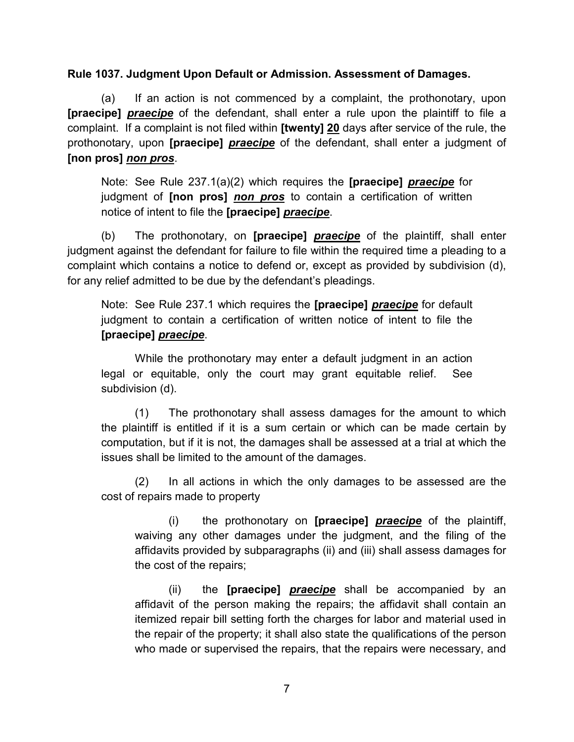**Rule 1037. Judgment Upon Default or Admission. Assessment of Damages.**

(a) If an action is not commenced by a complaint, the prothonotary, upon **[praecipe]** ***praecipe*** of the defendant, shall enter a rule upon the plaintiff to file a complaint. If a complaint is not filed within **[twenty]** **20** days after service of the rule, the prothonotary, upon **[praecipe]** ***praecipe*** of the defendant, shall enter a judgment of **[non pros]** ***non pros***.

> Note: See Rule 237.1(a)(2) which requires the **[praecipe]** ***praecipe*** for judgment of **[non pros]** ***non pros*** to contain a certification of written notice of intent to file the **[praecipe]** ***praecipe***.

(b) The prothonotary, on **[praecipe]** ***praecipe*** of the plaintiff, shall enter judgment against the defendant for failure to file within the required time a pleading to a complaint which contains a notice to defend or, except as provided by subdivision (d), for any relief admitted to be due by the defendant's pleadings.

> Note: See Rule 237.1 which requires the **[praecipe]** ***praecipe*** for default judgment to contain a certification of written notice of intent to file the **[praecipe]** ***praecipe***.
>
> While the prothonotary may enter a default judgment in an action legal or equitable, only the court may grant equitable relief. See subdivision (d).

(1) The prothonotary shall assess damages for the amount to which the plaintiff is entitled if it is a sum certain or which can be made certain by computation, but if it is not, the damages shall be assessed at a trial at which the issues shall be limited to the amount of the damages.

(2) In all actions in which the only damages to be assessed are the cost of repairs made to property

(i) the prothonotary on **[praecipe]** ***praecipe*** of the plaintiff, waiving any other damages under the judgment, and the filing of the affidavits provided by subparagraphs (ii) and (iii) shall assess damages for the cost of the repairs;

(ii) the **[praecipe]** ***praecipe*** shall be accompanied by an affidavit of the person making the repairs; the affidavit shall contain an itemized repair bill setting forth the charges for labor and material used in the repair of the property; it shall also state the qualifications of the person who made or supervised the repairs, that the repairs were necessary, and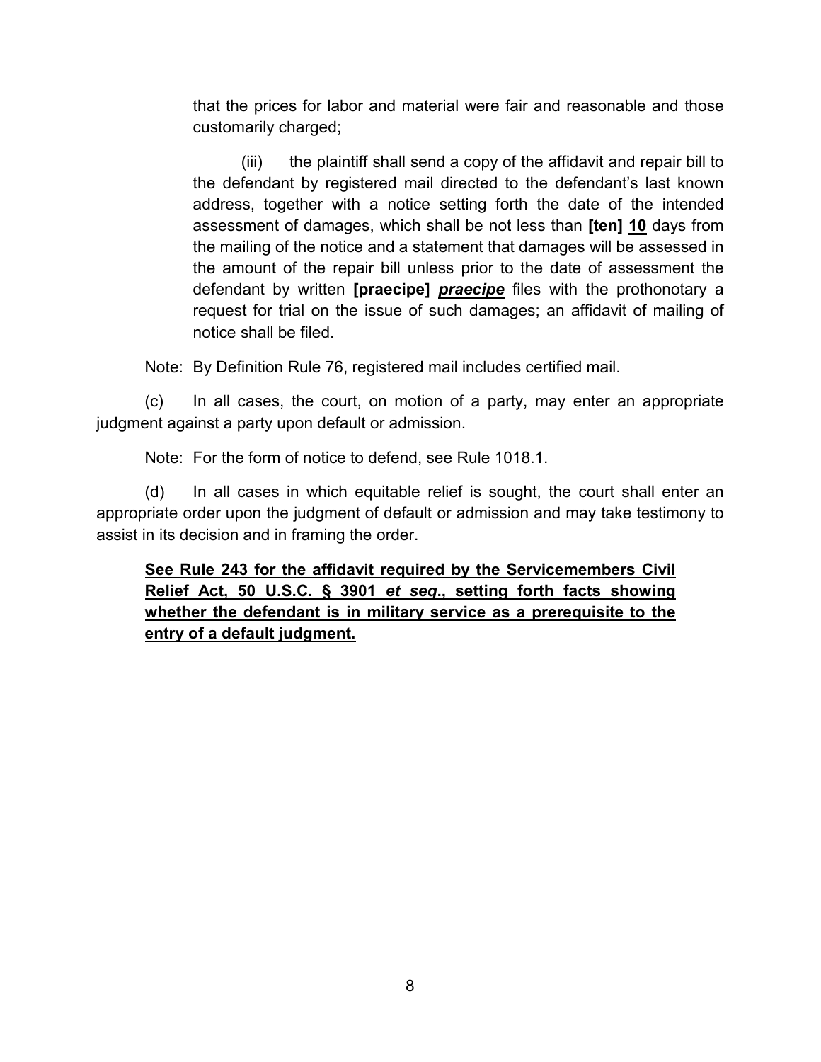that the prices for labor and material were fair and reasonable and those customarily charged;

(iii) the plaintiff shall send a copy of the affidavit and repair bill to the defendant by registered mail directed to the defendant's last known address, together with a notice setting forth the date of the intended assessment of damages, which shall be not less than **[ten]** **<u>10</u>** days from the mailing of the notice and a statement that damages will be assessed in the amount of the repair bill unless prior to the date of assessment the defendant by written **[praecipe]** ***<u>praecipe</u>*** files with the prothonotary a request for trial on the issue of such damages; an affidavit of mailing of notice shall be filed.

Note: By Definition Rule 76, registered mail includes certified mail.

(c) In all cases, the court, on motion of a party, may enter an appropriate judgment against a party upon default or admission.

Note: For the form of notice to defend, see Rule 1018.1.

(d) In all cases in which equitable relief is sought, the court shall enter an appropriate order upon the judgment of default or admission and may take testimony to assist in its decision and in framing the order.

**<u>See Rule 243 for the affidavit required by the Servicemembers Civil Relief Act, 50 U.S.C. § 3901 *et seq.*, setting forth facts showing whether the defendant is in military service as a prerequisite to the entry of a default judgment.</u>**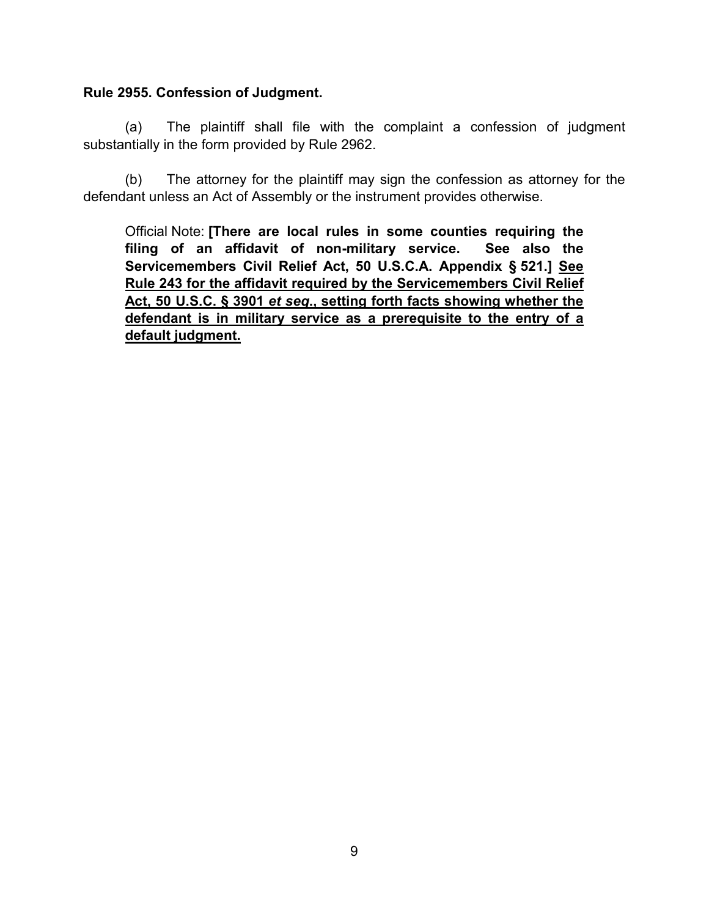**Rule 2955. Confession of Judgment.**

(a) The plaintiff shall file with the complaint a confession of judgment substantially in the form provided by Rule 2962.

(b) The attorney for the plaintiff may sign the confession as attorney for the defendant unless an Act of Assembly or the instrument provides otherwise.

> Official Note: **[There are local rules in some counties requiring the filing of an affidavit of non-military service. See also the Servicemembers Civil Relief Act, 50 U.S.C.A. Appendix § 521.]** <u>**See Rule 243 for the affidavit required by the Servicemembers Civil Relief Act, 50 U.S.C. § 3901 *et seq.*, setting forth facts showing whether the defendant is in military service as a prerequisite to the entry of a default judgment.**</u>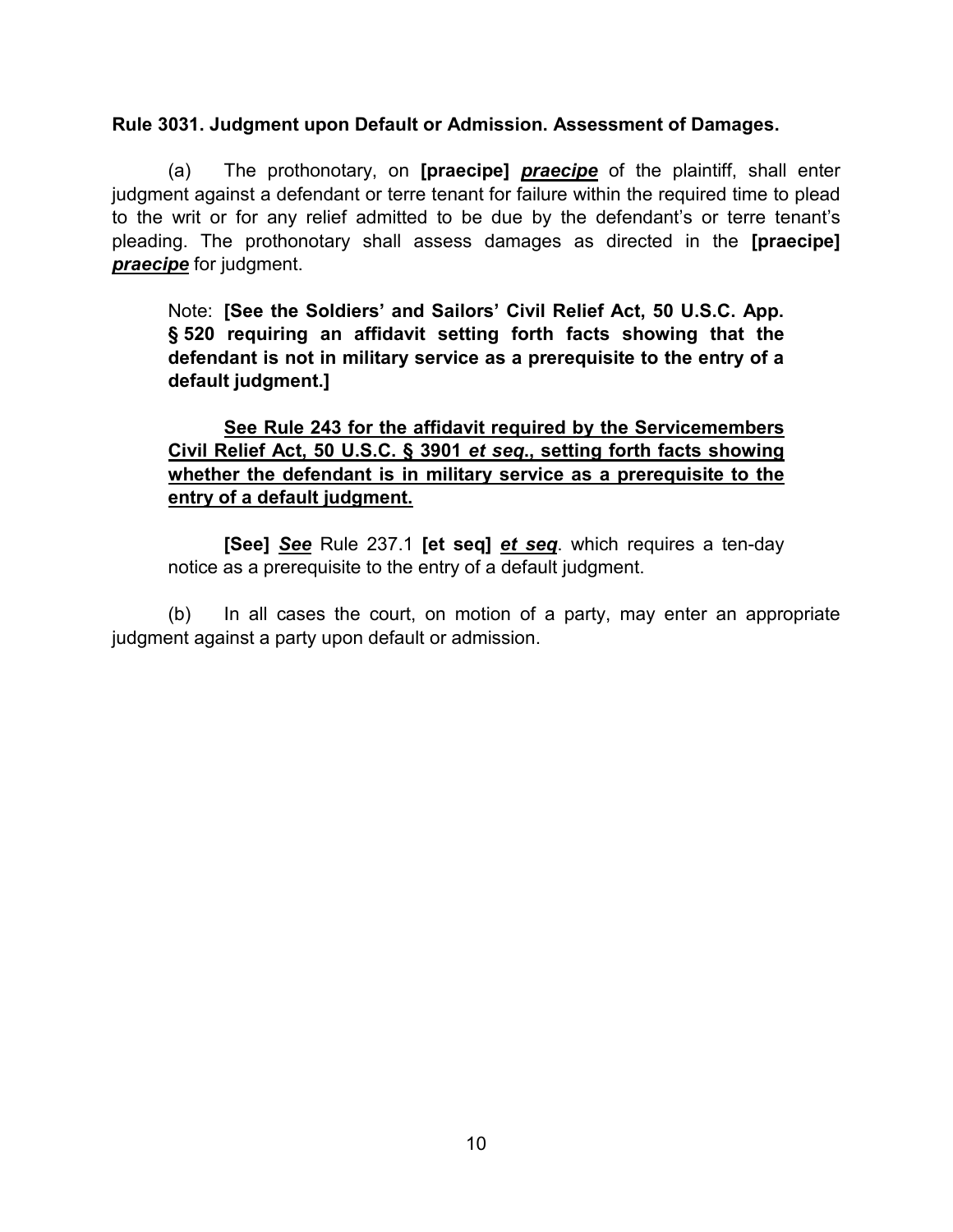**Rule 3031. Judgment upon Default or Admission. Assessment of Damages.**

(a) The prothonotary, on **[praecipe]** ***praecipe*** of the plaintiff, shall enter judgment against a defendant or terre tenant for failure within the required time to plead to the writ or for any relief admitted to be due by the defendant's or terre tenant's pleading. The prothonotary shall assess damages as directed in the **[praecipe]** ***praecipe*** for judgment.

> Note: **[See the Soldiers' and Sailors' Civil Relief Act, 50 U.S.C. App. § 520 requiring an affidavit setting forth facts showing that the defendant is not in military service as a prerequisite to the entry of a default judgment.]**
>
> **See Rule 243 for the affidavit required by the Servicemembers Civil Relief Act, 50 U.S.C. § 3901 *et seq.*, setting forth facts showing whether the defendant is in military service as a prerequisite to the entry of a default judgment.**
>
> **[See]** ***See*** Rule 237.1 **[et seq]** ***et seq***. which requires a ten-day notice as a prerequisite to the entry of a default judgment.

(b) In all cases the court, on motion of a party, may enter an appropriate judgment against a party upon default or admission.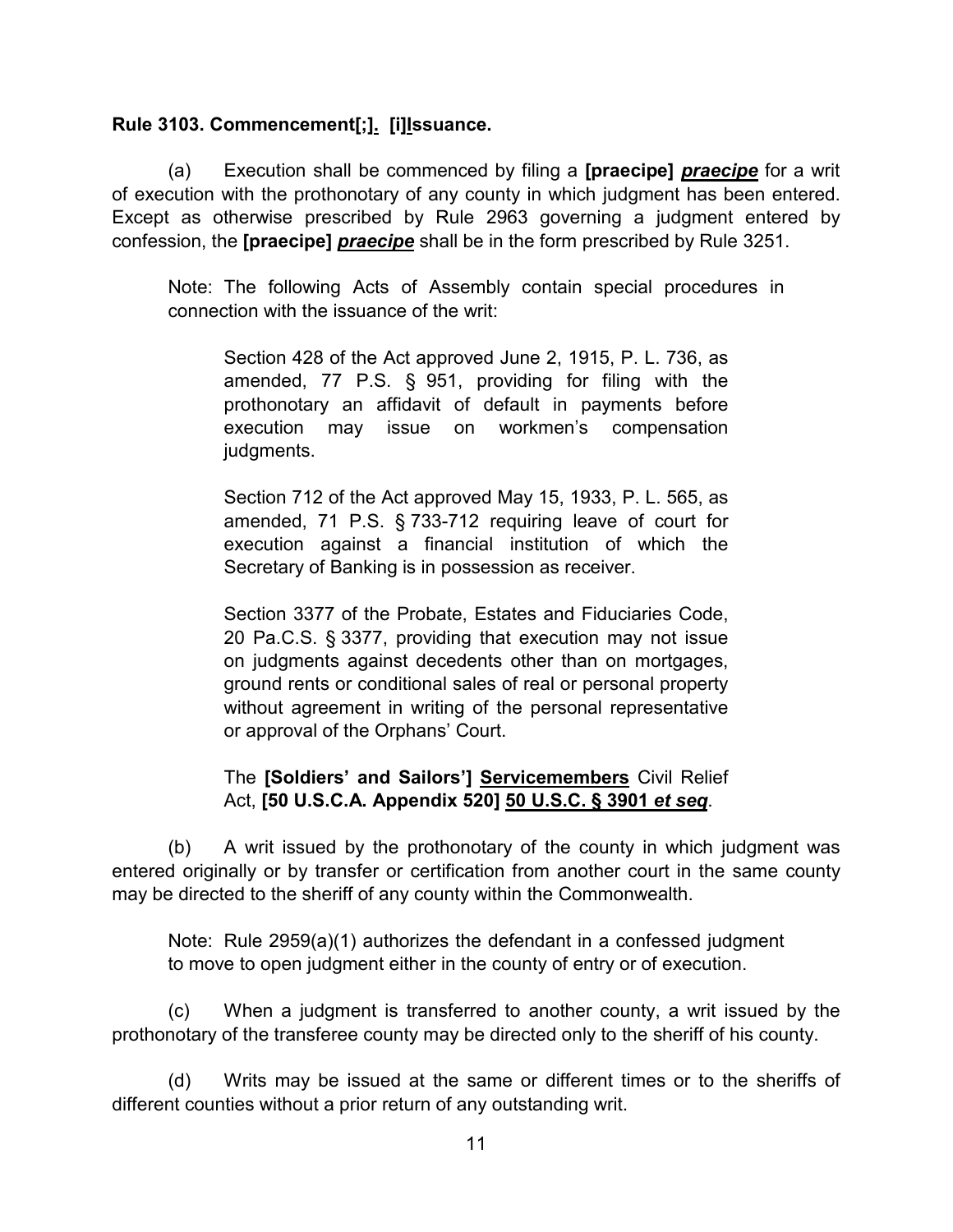**Rule 3103. Commencement[;]. [i]Issuance.**

(a) Execution shall be commenced by filing a **[praecipe]** ***praecipe*** for a writ of execution with the prothonotary of any county in which judgment has been entered. Except as otherwise prescribed by Rule 2963 governing a judgment entered by confession, the **[praecipe]** ***praecipe*** shall be in the form prescribed by Rule 3251.

> Note: The following Acts of Assembly contain special procedures in connection with the issuance of the writ:
>
> > Section 428 of the Act approved June 2, 1915, P. L. 736, as amended, 77 P.S. § 951, providing for filing with the prothonotary an affidavit of default in payments before execution may issue on workmen's compensation judgments.
> >
> > Section 712 of the Act approved May 15, 1933, P. L. 565, as amended, 71 P.S. § 733-712 requiring leave of court for execution against a financial institution of which the Secretary of Banking is in possession as receiver.
> >
> > Section 3377 of the Probate, Estates and Fiduciaries Code, 20 Pa.C.S. § 3377, providing that execution may not issue on judgments against decedents other than on mortgages, ground rents or conditional sales of real or personal property without agreement in writing of the personal representative or approval of the Orphans' Court.
> >
> > The **[Soldiers' and Sailors'] Servicemembers** Civil Relief Act, **[50 U.S.C.A. Appendix 520] 50 U.S.C. § 3901 *et seq***.

(b) A writ issued by the prothonotary of the county in which judgment was entered originally or by transfer or certification from another court in the same county may be directed to the sheriff of any county within the Commonwealth.

> Note: Rule 2959(a)(1) authorizes the defendant in a confessed judgment to move to open judgment either in the county of entry or of execution.

(c) When a judgment is transferred to another county, a writ issued by the prothonotary of the transferee county may be directed only to the sheriff of his county.

(d) Writs may be issued at the same or different times or to the sheriffs of different counties without a prior return of any outstanding writ.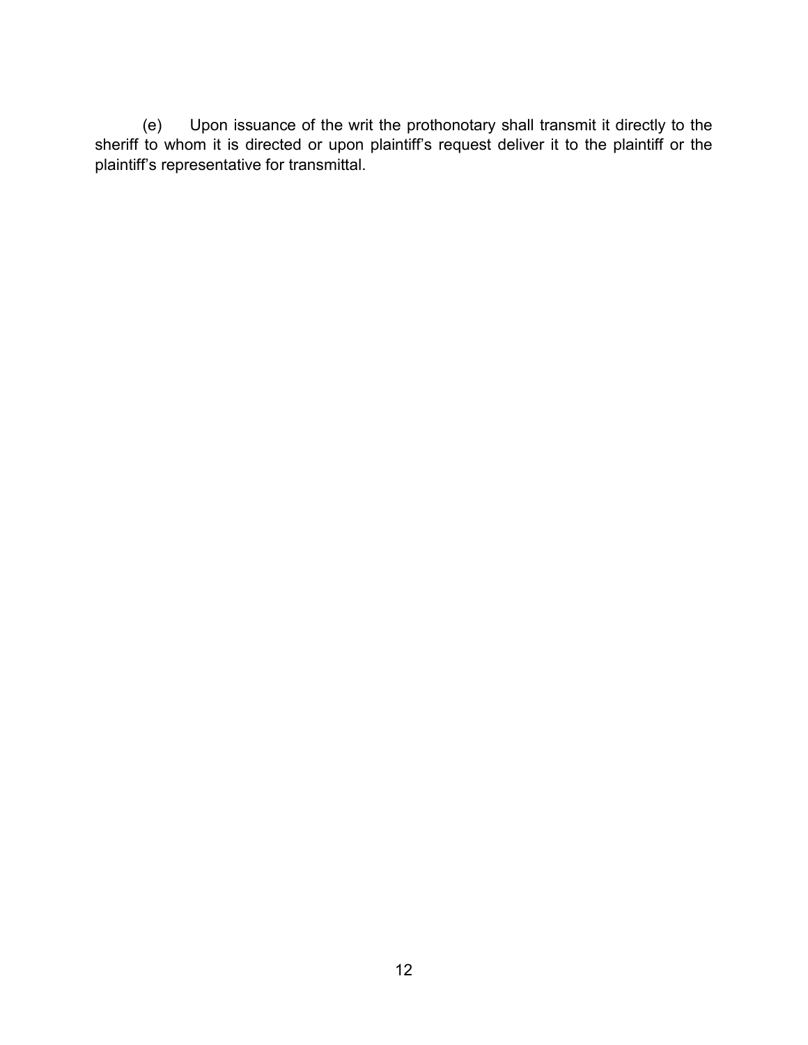(e) Upon issuance of the writ the prothonotary shall transmit it directly to the sheriff to whom it is directed or upon plaintiff's request deliver it to the plaintiff or the plaintiff's representative for transmittal.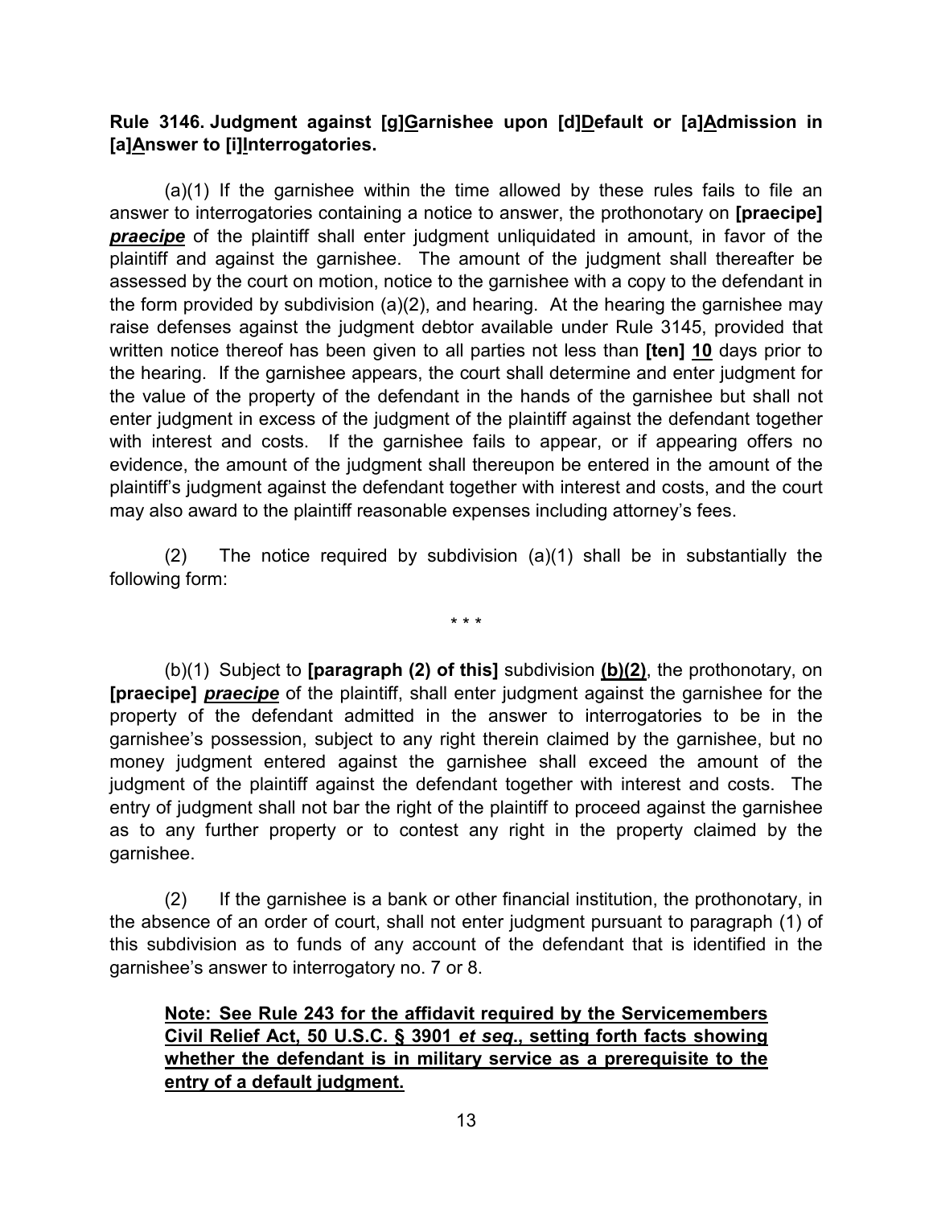**Rule 3146. Judgment against [g]Garnishee upon [d]Default or [a]Admission in [a]Answer to [i]Interrogatories.**

(a)(1) If the garnishee within the time allowed by these rules fails to file an answer to interrogatories containing a notice to answer, the prothonotary on **[praecipe]** ***praecipe*** of the plaintiff shall enter judgment unliquidated in amount, in favor of the plaintiff and against the garnishee. The amount of the judgment shall thereafter be assessed by the court on motion, notice to the garnishee with a copy to the defendant in the form provided by subdivision (a)(2), and hearing. At the hearing the garnishee may raise defenses against the judgment debtor available under Rule 3145, provided that written notice thereof has been given to all parties not less than **[ten]** **10** days prior to the hearing. If the garnishee appears, the court shall determine and enter judgment for the value of the property of the defendant in the hands of the garnishee but shall not enter judgment in excess of the judgment of the plaintiff against the defendant together with interest and costs. If the garnishee fails to appear, or if appearing offers no evidence, the amount of the judgment shall thereupon be entered in the amount of the plaintiff's judgment against the defendant together with interest and costs, and the court may also award to the plaintiff reasonable expenses including attorney's fees.

(2) The notice required by subdivision (a)(1) shall be in substantially the following form:

\* \* \*

(b)(1) Subject to **[paragraph (2) of this]** subdivision **(b)(2)**, the prothonotary, on **[praecipe]** ***praecipe*** of the plaintiff, shall enter judgment against the garnishee for the property of the defendant admitted in the answer to interrogatories to be in the garnishee's possession, subject to any right therein claimed by the garnishee, but no money judgment entered against the garnishee shall exceed the amount of the judgment of the plaintiff against the defendant together with interest and costs. The entry of judgment shall not bar the right of the plaintiff to proceed against the garnishee as to any further property or to contest any right in the property claimed by the garnishee.

(2) If the garnishee is a bank or other financial institution, the prothonotary, in the absence of an order of court, shall not enter judgment pursuant to paragraph (1) of this subdivision as to funds of any account of the defendant that is identified in the garnishee's answer to interrogatory no. 7 or 8.

> **Note: See Rule 243 for the affidavit required by the Servicemembers Civil Relief Act, 50 U.S.C. § 3901 *et seq.*, setting forth facts showing whether the defendant is in military service as a prerequisite to the entry of a default judgment.**